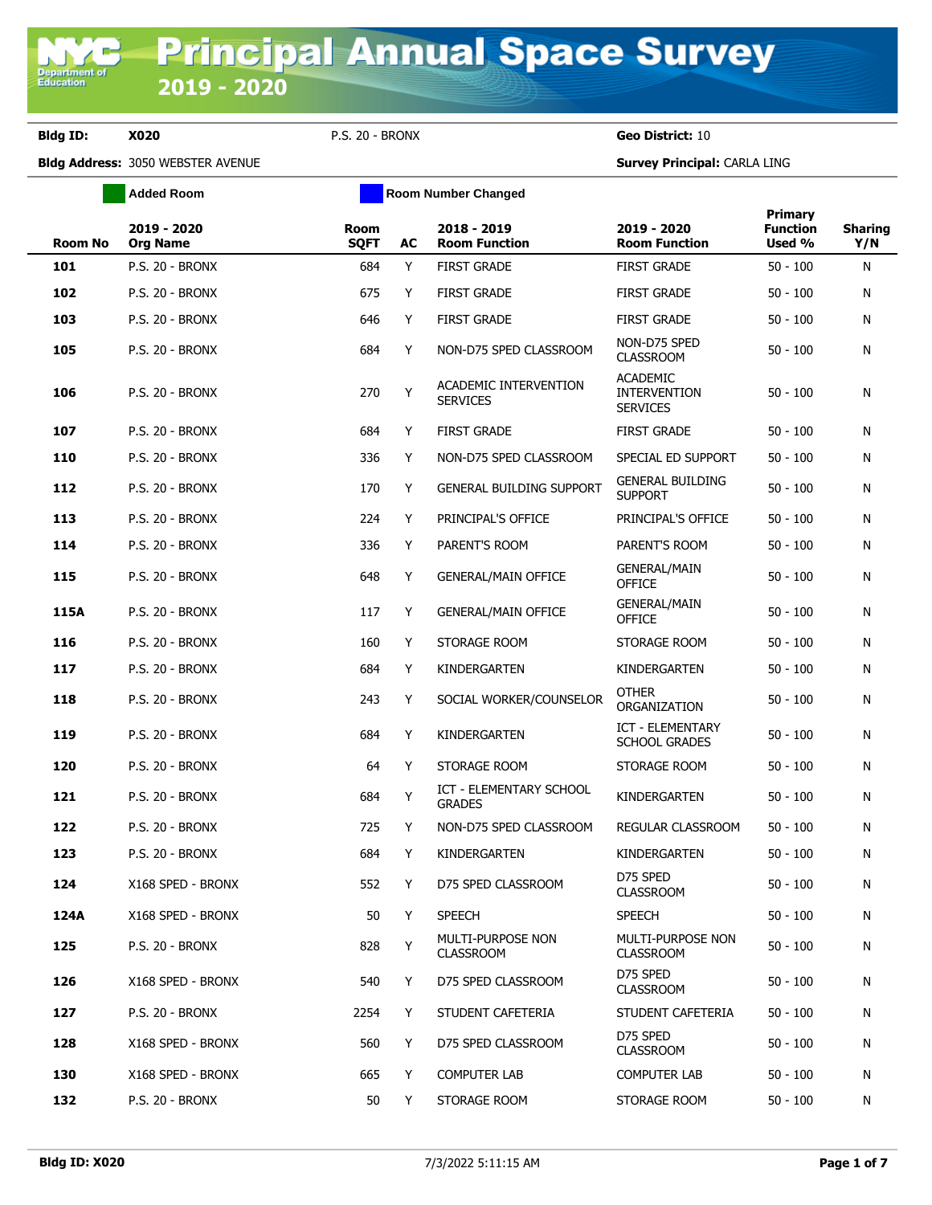# Principal Annual Space Survey

## 2019 - 2020

**Bldg ID:** **X020** P.S. 20 - BRONX **Geo District:** 10

**Bldg Address:** 3050 WEBSTER AVENUE **Survey Principal:** CARLA LING

Added Room | Room Number Changed

| Room No | 2019 - 2020 Org Name | Room SQFT | AC | 2018 - 2019 Room Function | 2019 - 2020 Room Function | Primary Function Used % | Sharing Y/N |
|---|---|---|---|---|---|---|---|
| **101** | P.S. 20 - BRONX | 684 | Y | FIRST GRADE | FIRST GRADE | 50 - 100 | N |
| **102** | P.S. 20 - BRONX | 675 | Y | FIRST GRADE | FIRST GRADE | 50 - 100 | N |
| **103** | P.S. 20 - BRONX | 646 | Y | FIRST GRADE | FIRST GRADE | 50 - 100 | N |
| **105** | P.S. 20 - BRONX | 684 | Y | NON-D75 SPED CLASSROOM | NON-D75 SPED CLASSROOM | 50 - 100 | N |
| **106** | P.S. 20 - BRONX | 270 | Y | ACADEMIC INTERVENTION SERVICES | ACADEMIC INTERVENTION SERVICES | 50 - 100 | N |
| **107** | P.S. 20 - BRONX | 684 | Y | FIRST GRADE | FIRST GRADE | 50 - 100 | N |
| **110** | P.S. 20 - BRONX | 336 | Y | NON-D75 SPED CLASSROOM | SPECIAL ED SUPPORT | 50 - 100 | N |
| **112** | P.S. 20 - BRONX | 170 | Y | GENERAL BUILDING SUPPORT | GENERAL BUILDING SUPPORT | 50 - 100 | N |
| **113** | P.S. 20 - BRONX | 224 | Y | PRINCIPAL'S OFFICE | PRINCIPAL'S OFFICE | 50 - 100 | N |
| **114** | P.S. 20 - BRONX | 336 | Y | PARENT'S ROOM | PARENT'S ROOM | 50 - 100 | N |
| **115** | P.S. 20 - BRONX | 648 | Y | GENERAL/MAIN OFFICE | GENERAL/MAIN OFFICE | 50 - 100 | N |
| **115A** | P.S. 20 - BRONX | 117 | Y | GENERAL/MAIN OFFICE | GENERAL/MAIN OFFICE | 50 - 100 | N |
| **116** | P.S. 20 - BRONX | 160 | Y | STORAGE ROOM | STORAGE ROOM | 50 - 100 | N |
| **117** | P.S. 20 - BRONX | 684 | Y | KINDERGARTEN | KINDERGARTEN | 50 - 100 | N |
| **118** | P.S. 20 - BRONX | 243 | Y | SOCIAL WORKER/COUNSELOR | OTHER ORGANIZATION | 50 - 100 | N |
| **119** | P.S. 20 - BRONX | 684 | Y | KINDERGARTEN | ICT - ELEMENTARY SCHOOL GRADES | 50 - 100 | N |
| **120** | P.S. 20 - BRONX | 64 | Y | STORAGE ROOM | STORAGE ROOM | 50 - 100 | N |
| **121** | P.S. 20 - BRONX | 684 | Y | ICT - ELEMENTARY SCHOOL GRADES | KINDERGARTEN | 50 - 100 | N |
| **122** | P.S. 20 - BRONX | 725 | Y | NON-D75 SPED CLASSROOM | REGULAR CLASSROOM | 50 - 100 | N |
| **123** | P.S. 20 - BRONX | 684 | Y | KINDERGARTEN | KINDERGARTEN | 50 - 100 | N |
| **124** | X168 SPED - BRONX | 552 | Y | D75 SPED CLASSROOM | D75 SPED CLASSROOM | 50 - 100 | N |
| **124A** | X168 SPED - BRONX | 50 | Y | SPEECH | SPEECH | 50 - 100 | N |
| **125** | P.S. 20 - BRONX | 828 | Y | MULTI-PURPOSE NON CLASSROOM | MULTI-PURPOSE NON CLASSROOM | 50 - 100 | N |
| **126** | X168 SPED - BRONX | 540 | Y | D75 SPED CLASSROOM | D75 SPED CLASSROOM | 50 - 100 | N |
| **127** | P.S. 20 - BRONX | 2254 | Y | STUDENT CAFETERIA | STUDENT CAFETERIA | 50 - 100 | N |
| **128** | X168 SPED - BRONX | 560 | Y | D75 SPED CLASSROOM | D75 SPED CLASSROOM | 50 - 100 | N |
| **130** | X168 SPED - BRONX | 665 | Y | COMPUTER LAB | COMPUTER LAB | 50 - 100 | N |
| **132** | P.S. 20 - BRONX | 50 | Y | STORAGE ROOM | STORAGE ROOM | 50 - 100 | N |

**Bldg ID: X020** 7/3/2022 5:11:15 AM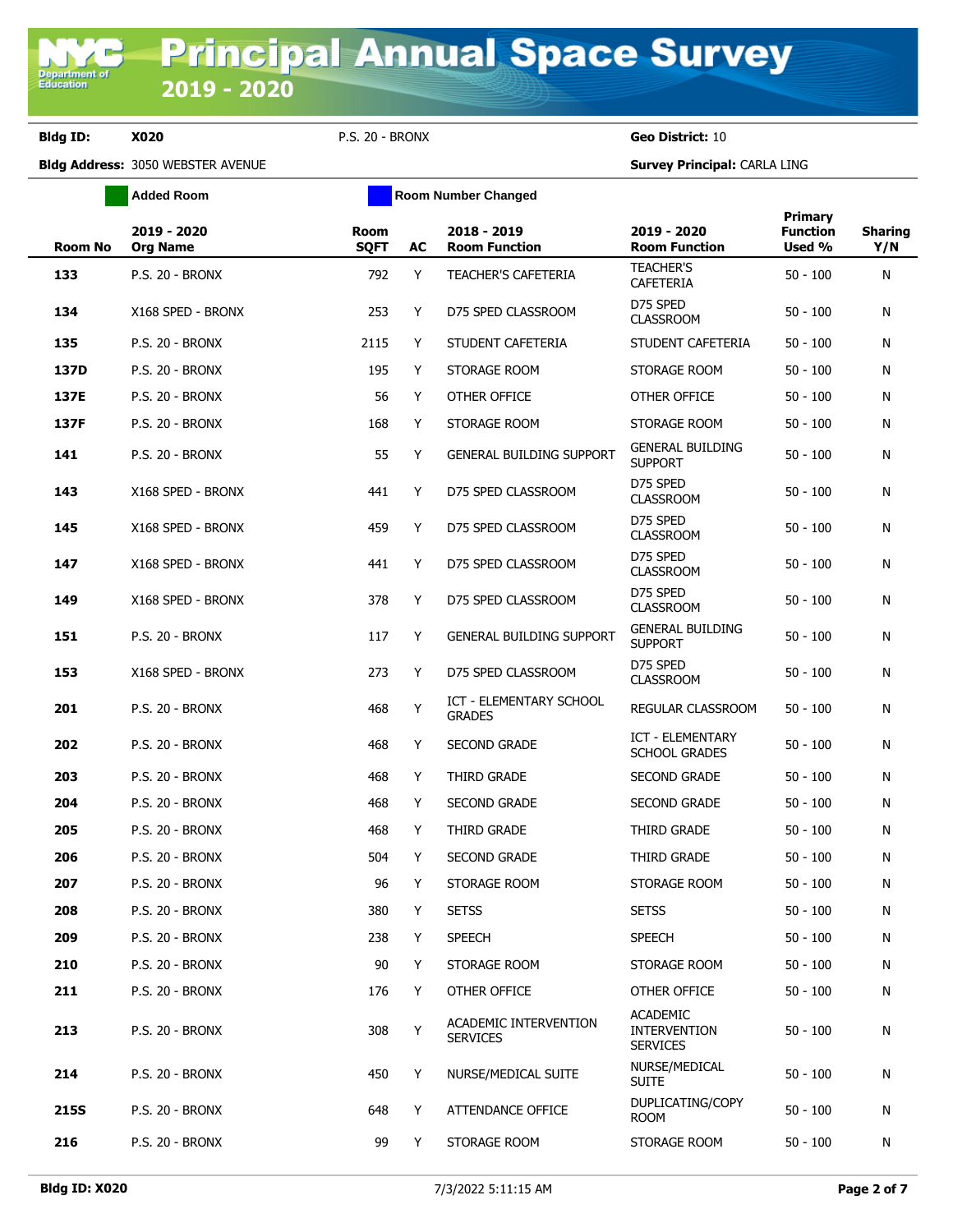# Principal Annual Space Survey 2019 - 2020

**Bldg ID:** **X020** P.S. 20 - BRONX **Geo District:** 10

**Bldg Address:** 3050 WEBSTER AVENUE **Survey Principal:** CARLA LING

Added Room | Room Number Changed

| Room No | 2019 - 2020 Org Name | Room SQFT | AC | 2018 - 2019 Room Function | 2019 - 2020 Room Function | Primary Function Used % | Sharing Y/N |
|---|---|---|---|---|---|---|---|
| **133** | P.S. 20 - BRONX | 792 | Y | TEACHER'S CAFETERIA | TEACHER'S CAFETERIA | 50 - 100 | N |
| **134** | X168 SPED - BRONX | 253 | Y | D75 SPED CLASSROOM | D75 SPED CLASSROOM | 50 - 100 | N |
| **135** | P.S. 20 - BRONX | 2115 | Y | STUDENT CAFETERIA | STUDENT CAFETERIA | 50 - 100 | N |
| **137D** | P.S. 20 - BRONX | 195 | Y | STORAGE ROOM | STORAGE ROOM | 50 - 100 | N |
| **137E** | P.S. 20 - BRONX | 56 | Y | OTHER OFFICE | OTHER OFFICE | 50 - 100 | N |
| **137F** | P.S. 20 - BRONX | 168 | Y | STORAGE ROOM | STORAGE ROOM | 50 - 100 | N |
| **141** | P.S. 20 - BRONX | 55 | Y | GENERAL BUILDING SUPPORT | GENERAL BUILDING SUPPORT | 50 - 100 | N |
| **143** | X168 SPED - BRONX | 441 | Y | D75 SPED CLASSROOM | D75 SPED CLASSROOM | 50 - 100 | N |
| **145** | X168 SPED - BRONX | 459 | Y | D75 SPED CLASSROOM | D75 SPED CLASSROOM | 50 - 100 | N |
| **147** | X168 SPED - BRONX | 441 | Y | D75 SPED CLASSROOM | D75 SPED CLASSROOM | 50 - 100 | N |
| **149** | X168 SPED - BRONX | 378 | Y | D75 SPED CLASSROOM | D75 SPED CLASSROOM | 50 - 100 | N |
| **151** | P.S. 20 - BRONX | 117 | Y | GENERAL BUILDING SUPPORT | GENERAL BUILDING SUPPORT | 50 - 100 | N |
| **153** | X168 SPED - BRONX | 273 | Y | D75 SPED CLASSROOM | D75 SPED CLASSROOM | 50 - 100 | N |
| **201** | P.S. 20 - BRONX | 468 | Y | ICT - ELEMENTARY SCHOOL GRADES | REGULAR CLASSROOM | 50 - 100 | N |
| **202** | P.S. 20 - BRONX | 468 | Y | SECOND GRADE | ICT - ELEMENTARY SCHOOL GRADES | 50 - 100 | N |
| **203** | P.S. 20 - BRONX | 468 | Y | THIRD GRADE | SECOND GRADE | 50 - 100 | N |
| **204** | P.S. 20 - BRONX | 468 | Y | SECOND GRADE | SECOND GRADE | 50 - 100 | N |
| **205** | P.S. 20 - BRONX | 468 | Y | THIRD GRADE | THIRD GRADE | 50 - 100 | N |
| **206** | P.S. 20 - BRONX | 504 | Y | SECOND GRADE | THIRD GRADE | 50 - 100 | N |
| **207** | P.S. 20 - BRONX | 96 | Y | STORAGE ROOM | STORAGE ROOM | 50 - 100 | N |
| **208** | P.S. 20 - BRONX | 380 | Y | SETSS | SETSS | 50 - 100 | N |
| **209** | P.S. 20 - BRONX | 238 | Y | SPEECH | SPEECH | 50 - 100 | N |
| **210** | P.S. 20 - BRONX | 90 | Y | STORAGE ROOM | STORAGE ROOM | 50 - 100 | N |
| **211** | P.S. 20 - BRONX | 176 | Y | OTHER OFFICE | OTHER OFFICE | 50 - 100 | N |
| **213** | P.S. 20 - BRONX | 308 | Y | ACADEMIC INTERVENTION SERVICES | ACADEMIC INTERVENTION SERVICES | 50 - 100 | N |
| **214** | P.S. 20 - BRONX | 450 | Y | NURSE/MEDICAL SUITE | NURSE/MEDICAL SUITE | 50 - 100 | N |
| **215S** | P.S. 20 - BRONX | 648 | Y | ATTENDANCE OFFICE | DUPLICATING/COPY ROOM | 50 - 100 | N |
| **216** | P.S. 20 - BRONX | 99 | Y | STORAGE ROOM | STORAGE ROOM | 50 - 100 | N |

**Bldg ID: X020** 7/3/2022 5:11:15 AM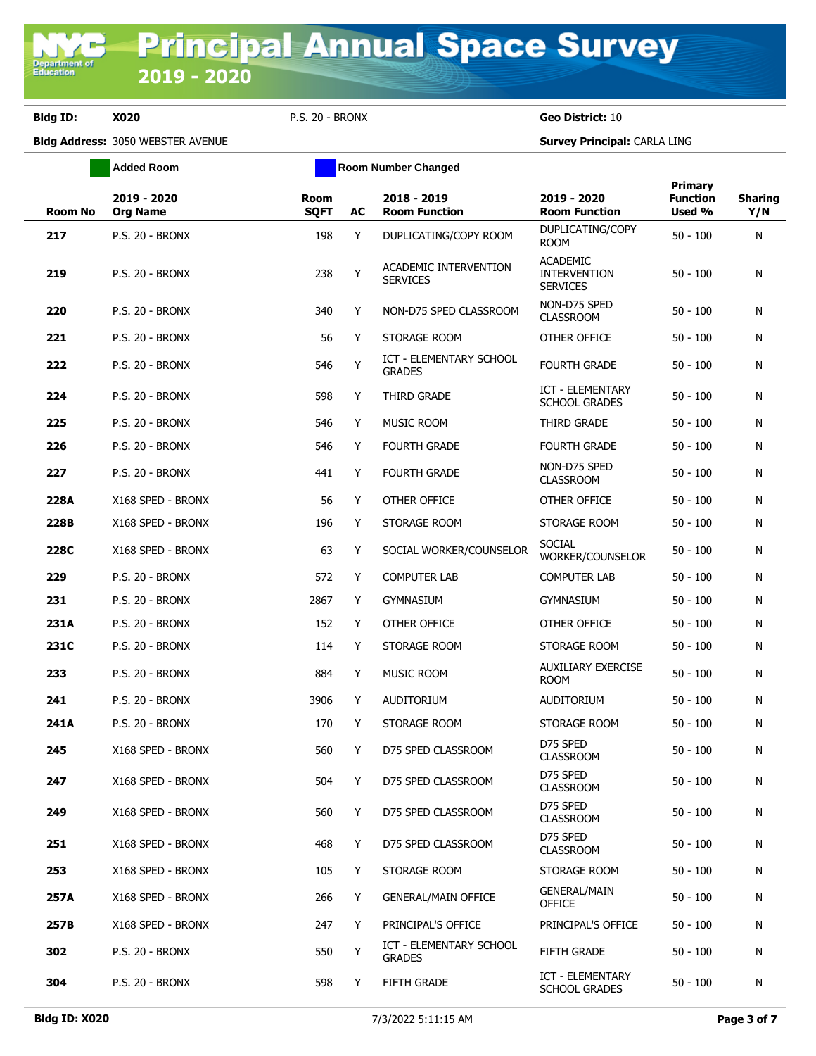# Principal Annual Space Survey 2019 - 2020

**Bldg ID:** X020 P.S. 20 - BRONX **Geo District:** 10

**Bldg Address:** 3050 WEBSTER AVENUE **Survey Principal:** CARLA LING

Added Room | Room Number Changed

| Room No | 2019 - 2020 Org Name | Room SQFT | AC | 2018 - 2019 Room Function | 2019 - 2020 Room Function | Primary Function Used % | Sharing Y/N |
|---|---|---|---|---|---|---|---|
| 217 | P.S. 20 - BRONX | 198 | Y | DUPLICATING/COPY ROOM | DUPLICATING/COPY ROOM | 50 - 100 | N |
| 219 | P.S. 20 - BRONX | 238 | Y | ACADEMIC INTERVENTION SERVICES | ACADEMIC INTERVENTION SERVICES | 50 - 100 | N |
| 220 | P.S. 20 - BRONX | 340 | Y | NON-D75 SPED CLASSROOM | NON-D75 SPED CLASSROOM | 50 - 100 | N |
| 221 | P.S. 20 - BRONX | 56 | Y | STORAGE ROOM | OTHER OFFICE | 50 - 100 | N |
| 222 | P.S. 20 - BRONX | 546 | Y | ICT - ELEMENTARY SCHOOL GRADES | FOURTH GRADE | 50 - 100 | N |
| 224 | P.S. 20 - BRONX | 598 | Y | THIRD GRADE | ICT - ELEMENTARY SCHOOL GRADES | 50 - 100 | N |
| 225 | P.S. 20 - BRONX | 546 | Y | MUSIC ROOM | THIRD GRADE | 50 - 100 | N |
| 226 | P.S. 20 - BRONX | 546 | Y | FOURTH GRADE | FOURTH GRADE | 50 - 100 | N |
| 227 | P.S. 20 - BRONX | 441 | Y | FOURTH GRADE | NON-D75 SPED CLASSROOM | 50 - 100 | N |
| 228A | X168 SPED - BRONX | 56 | Y | OTHER OFFICE | OTHER OFFICE | 50 - 100 | N |
| 228B | X168 SPED - BRONX | 196 | Y | STORAGE ROOM | STORAGE ROOM | 50 - 100 | N |
| 228C | X168 SPED - BRONX | 63 | Y | SOCIAL WORKER/COUNSELOR | SOCIAL WORKER/COUNSELOR | 50 - 100 | N |
| 229 | P.S. 20 - BRONX | 572 | Y | COMPUTER LAB | COMPUTER LAB | 50 - 100 | N |
| 231 | P.S. 20 - BRONX | 2867 | Y | GYMNASIUM | GYMNASIUM | 50 - 100 | N |
| 231A | P.S. 20 - BRONX | 152 | Y | OTHER OFFICE | OTHER OFFICE | 50 - 100 | N |
| 231C | P.S. 20 - BRONX | 114 | Y | STORAGE ROOM | STORAGE ROOM | 50 - 100 | N |
| 233 | P.S. 20 - BRONX | 884 | Y | MUSIC ROOM | AUXILIARY EXERCISE ROOM | 50 - 100 | N |
| 241 | P.S. 20 - BRONX | 3906 | Y | AUDITORIUM | AUDITORIUM | 50 - 100 | N |
| 241A | P.S. 20 - BRONX | 170 | Y | STORAGE ROOM | STORAGE ROOM | 50 - 100 | N |
| 245 | X168 SPED - BRONX | 560 | Y | D75 SPED CLASSROOM | D75 SPED CLASSROOM | 50 - 100 | N |
| 247 | X168 SPED - BRONX | 504 | Y | D75 SPED CLASSROOM | D75 SPED CLASSROOM | 50 - 100 | N |
| 249 | X168 SPED - BRONX | 560 | Y | D75 SPED CLASSROOM | D75 SPED CLASSROOM | 50 - 100 | N |
| 251 | X168 SPED - BRONX | 468 | Y | D75 SPED CLASSROOM | D75 SPED CLASSROOM | 50 - 100 | N |
| 253 | X168 SPED - BRONX | 105 | Y | STORAGE ROOM | STORAGE ROOM | 50 - 100 | N |
| 257A | X168 SPED - BRONX | 266 | Y | GENERAL/MAIN OFFICE | GENERAL/MAIN OFFICE | 50 - 100 | N |
| 257B | X168 SPED - BRONX | 247 | Y | PRINCIPAL'S OFFICE | PRINCIPAL'S OFFICE | 50 - 100 | N |
| 302 | P.S. 20 - BRONX | 550 | Y | ICT - ELEMENTARY SCHOOL GRADES | FIFTH GRADE | 50 - 100 | N |
| 304 | P.S. 20 - BRONX | 598 | Y | FIFTH GRADE | ICT - ELEMENTARY SCHOOL GRADES | 50 - 100 | N |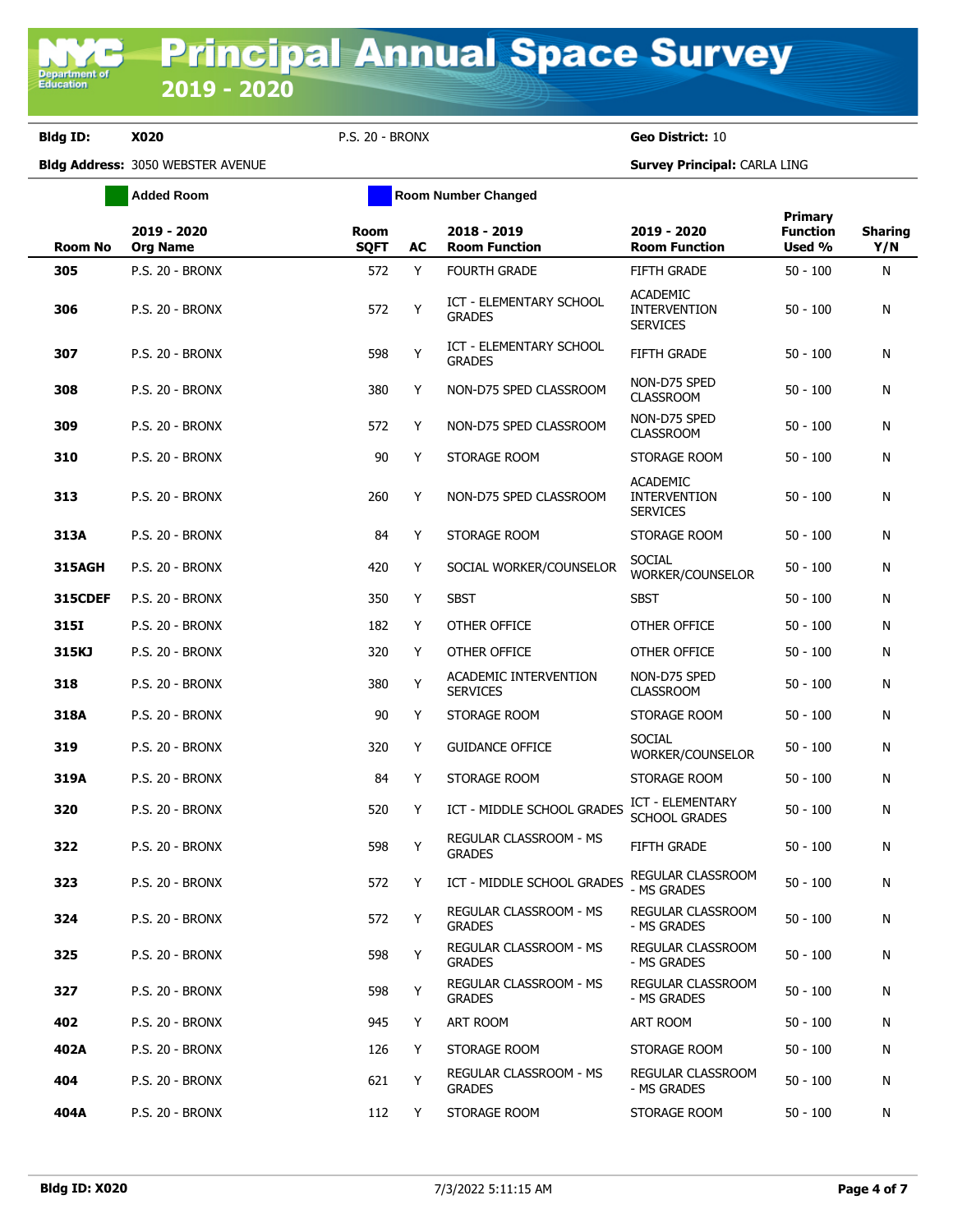# Principal Annual Space Survey 2019 - 2020

**Bldg ID:** X020 P.S. 20 - BRONX **Geo District:** 10

**Bldg Address:** 3050 WEBSTER AVENUE **Survey Principal:** CARLA LING

Added Room | Room Number Changed

| Room No | 2019 - 2020 Org Name | Room SQFT | AC | 2018 - 2019 Room Function | 2019 - 2020 Room Function | Primary Function Used % | Sharing Y/N |
|---|---|---|---|---|---|---|---|
| **305** | P.S. 20 - BRONX | 572 | Y | FOURTH GRADE | FIFTH GRADE | 50 - 100 | N |
| **306** | P.S. 20 - BRONX | 572 | Y | ICT - ELEMENTARY SCHOOL GRADES | ACADEMIC INTERVENTION SERVICES | 50 - 100 | N |
| **307** | P.S. 20 - BRONX | 598 | Y | ICT - ELEMENTARY SCHOOL GRADES | FIFTH GRADE | 50 - 100 | N |
| **308** | P.S. 20 - BRONX | 380 | Y | NON-D75 SPED CLASSROOM | NON-D75 SPED CLASSROOM | 50 - 100 | N |
| **309** | P.S. 20 - BRONX | 572 | Y | NON-D75 SPED CLASSROOM | NON-D75 SPED CLASSROOM | 50 - 100 | N |
| **310** | P.S. 20 - BRONX | 90 | Y | STORAGE ROOM | STORAGE ROOM | 50 - 100 | N |
| **313** | P.S. 20 - BRONX | 260 | Y | NON-D75 SPED CLASSROOM | ACADEMIC INTERVENTION SERVICES | 50 - 100 | N |
| **313A** | P.S. 20 - BRONX | 84 | Y | STORAGE ROOM | STORAGE ROOM | 50 - 100 | N |
| **315AGH** | P.S. 20 - BRONX | 420 | Y | SOCIAL WORKER/COUNSELOR | SOCIAL WORKER/COUNSELOR | 50 - 100 | N |
| **315CDEF** | P.S. 20 - BRONX | 350 | Y | SBST | SBST | 50 - 100 | N |
| **315I** | P.S. 20 - BRONX | 182 | Y | OTHER OFFICE | OTHER OFFICE | 50 - 100 | N |
| **315KJ** | P.S. 20 - BRONX | 320 | Y | OTHER OFFICE | OTHER OFFICE | 50 - 100 | N |
| **318** | P.S. 20 - BRONX | 380 | Y | ACADEMIC INTERVENTION SERVICES | NON-D75 SPED CLASSROOM | 50 - 100 | N |
| **318A** | P.S. 20 - BRONX | 90 | Y | STORAGE ROOM | STORAGE ROOM | 50 - 100 | N |
| **319** | P.S. 20 - BRONX | 320 | Y | GUIDANCE OFFICE | SOCIAL WORKER/COUNSELOR | 50 - 100 | N |
| **319A** | P.S. 20 - BRONX | 84 | Y | STORAGE ROOM | STORAGE ROOM | 50 - 100 | N |
| **320** | P.S. 20 - BRONX | 520 | Y | ICT - MIDDLE SCHOOL GRADES | ICT - ELEMENTARY SCHOOL GRADES | 50 - 100 | N |
| **322** | P.S. 20 - BRONX | 598 | Y | REGULAR CLASSROOM - MS GRADES | FIFTH GRADE | 50 - 100 | N |
| **323** | P.S. 20 - BRONX | 572 | Y | ICT - MIDDLE SCHOOL GRADES | REGULAR CLASSROOM - MS GRADES | 50 - 100 | N |
| **324** | P.S. 20 - BRONX | 572 | Y | REGULAR CLASSROOM - MS GRADES | REGULAR CLASSROOM - MS GRADES | 50 - 100 | N |
| **325** | P.S. 20 - BRONX | 598 | Y | REGULAR CLASSROOM - MS GRADES | REGULAR CLASSROOM - MS GRADES | 50 - 100 | N |
| **327** | P.S. 20 - BRONX | 598 | Y | REGULAR CLASSROOM - MS GRADES | REGULAR CLASSROOM - MS GRADES | 50 - 100 | N |
| **402** | P.S. 20 - BRONX | 945 | Y | ART ROOM | ART ROOM | 50 - 100 | N |
| **402A** | P.S. 20 - BRONX | 126 | Y | STORAGE ROOM | STORAGE ROOM | 50 - 100 | N |
| **404** | P.S. 20 - BRONX | 621 | Y | REGULAR CLASSROOM - MS GRADES | REGULAR CLASSROOM - MS GRADES | 50 - 100 | N |
| **404A** | P.S. 20 - BRONX | 112 | Y | STORAGE ROOM | STORAGE ROOM | 50 - 100 | N |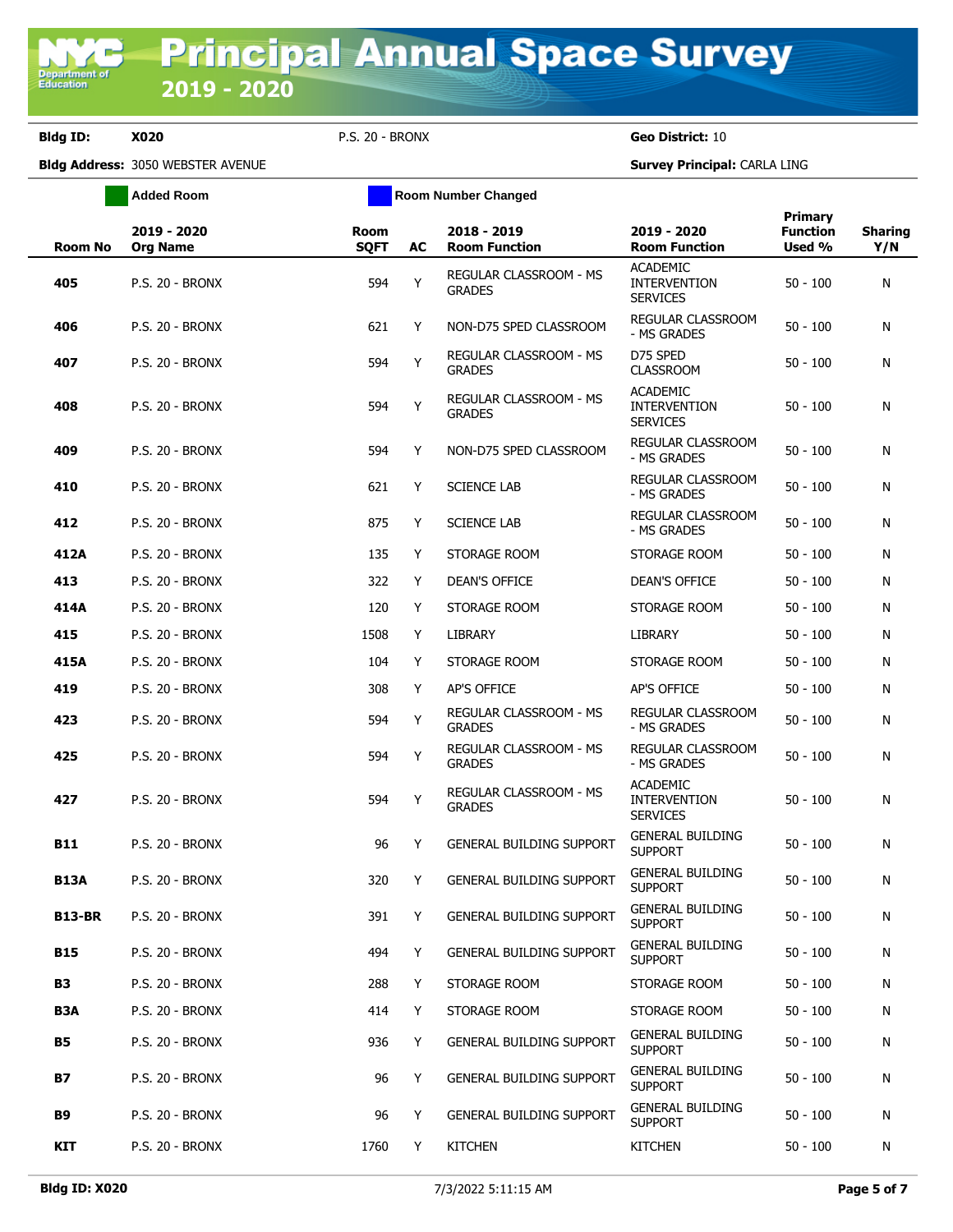# Principal Annual Space Survey 2019 - 2020

**Bldg ID:** X020 P.S. 20 - BRONX **Geo District:** 10

**Bldg Address:** 3050 WEBSTER AVENUE **Survey Principal:** CARLA LING

Added Room | Room Number Changed

| Room No | 2019 - 2020 Org Name | Room SQFT | AC | 2018 - 2019 Room Function | 2019 - 2020 Room Function | Primary Function Used % | Sharing Y/N |
|---|---|---|---|---|---|---|---|
| 405 | P.S. 20 - BRONX | 594 | Y | REGULAR CLASSROOM - MS GRADES | ACADEMIC INTERVENTION SERVICES | 50 - 100 | N |
| 406 | P.S. 20 - BRONX | 621 | Y | NON-D75 SPED CLASSROOM | REGULAR CLASSROOM - MS GRADES | 50 - 100 | N |
| 407 | P.S. 20 - BRONX | 594 | Y | REGULAR CLASSROOM - MS GRADES | D75 SPED CLASSROOM | 50 - 100 | N |
| 408 | P.S. 20 - BRONX | 594 | Y | REGULAR CLASSROOM - MS GRADES | ACADEMIC INTERVENTION SERVICES | 50 - 100 | N |
| 409 | P.S. 20 - BRONX | 594 | Y | NON-D75 SPED CLASSROOM | REGULAR CLASSROOM - MS GRADES | 50 - 100 | N |
| 410 | P.S. 20 - BRONX | 621 | Y | SCIENCE LAB | REGULAR CLASSROOM - MS GRADES | 50 - 100 | N |
| 412 | P.S. 20 - BRONX | 875 | Y | SCIENCE LAB | REGULAR CLASSROOM - MS GRADES | 50 - 100 | N |
| 412A | P.S. 20 - BRONX | 135 | Y | STORAGE ROOM | STORAGE ROOM | 50 - 100 | N |
| 413 | P.S. 20 - BRONX | 322 | Y | DEAN'S OFFICE | DEAN'S OFFICE | 50 - 100 | N |
| 414A | P.S. 20 - BRONX | 120 | Y | STORAGE ROOM | STORAGE ROOM | 50 - 100 | N |
| 415 | P.S. 20 - BRONX | 1508 | Y | LIBRARY | LIBRARY | 50 - 100 | N |
| 415A | P.S. 20 - BRONX | 104 | Y | STORAGE ROOM | STORAGE ROOM | 50 - 100 | N |
| 419 | P.S. 20 - BRONX | 308 | Y | AP'S OFFICE | AP'S OFFICE | 50 - 100 | N |
| 423 | P.S. 20 - BRONX | 594 | Y | REGULAR CLASSROOM - MS GRADES | REGULAR CLASSROOM - MS GRADES | 50 - 100 | N |
| 425 | P.S. 20 - BRONX | 594 | Y | REGULAR CLASSROOM - MS GRADES | REGULAR CLASSROOM - MS GRADES | 50 - 100 | N |
| 427 | P.S. 20 - BRONX | 594 | Y | REGULAR CLASSROOM - MS GRADES | ACADEMIC INTERVENTION SERVICES | 50 - 100 | N |
| B11 | P.S. 20 - BRONX | 96 | Y | GENERAL BUILDING SUPPORT | GENERAL BUILDING SUPPORT | 50 - 100 | N |
| B13A | P.S. 20 - BRONX | 320 | Y | GENERAL BUILDING SUPPORT | GENERAL BUILDING SUPPORT | 50 - 100 | N |
| B13-BR | P.S. 20 - BRONX | 391 | Y | GENERAL BUILDING SUPPORT | GENERAL BUILDING SUPPORT | 50 - 100 | N |
| B15 | P.S. 20 - BRONX | 494 | Y | GENERAL BUILDING SUPPORT | GENERAL BUILDING SUPPORT | 50 - 100 | N |
| B3 | P.S. 20 - BRONX | 288 | Y | STORAGE ROOM | STORAGE ROOM | 50 - 100 | N |
| B3A | P.S. 20 - BRONX | 414 | Y | STORAGE ROOM | STORAGE ROOM | 50 - 100 | N |
| B5 | P.S. 20 - BRONX | 936 | Y | GENERAL BUILDING SUPPORT | GENERAL BUILDING SUPPORT | 50 - 100 | N |
| B7 | P.S. 20 - BRONX | 96 | Y | GENERAL BUILDING SUPPORT | GENERAL BUILDING SUPPORT | 50 - 100 | N |
| B9 | P.S. 20 - BRONX | 96 | Y | GENERAL BUILDING SUPPORT | GENERAL BUILDING SUPPORT | 50 - 100 | N |
| KIT | P.S. 20 - BRONX | 1760 | Y | KITCHEN | KITCHEN | 50 - 100 | N |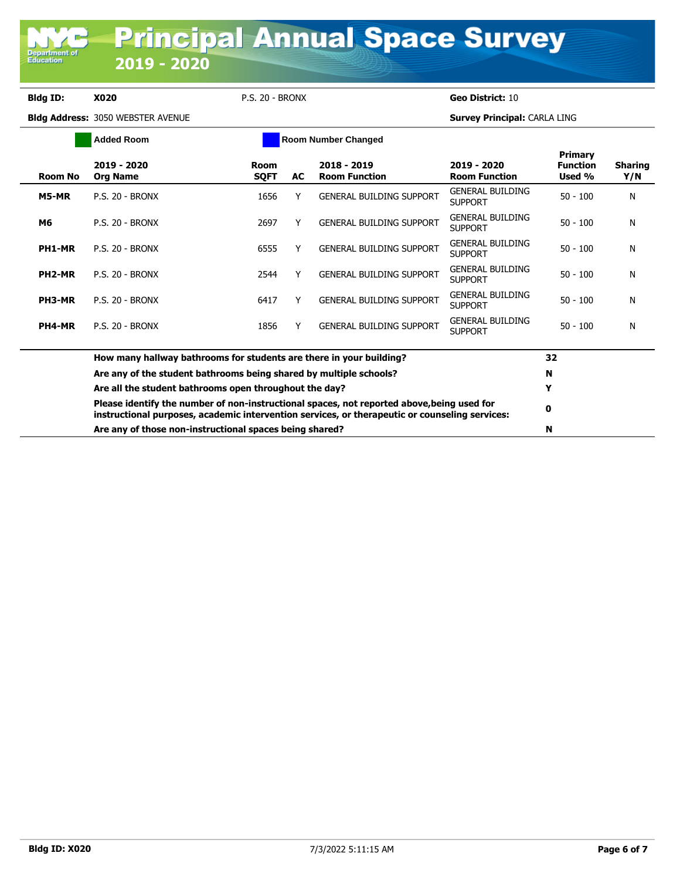# Principal Annual Space Survey 2019 - 2020

**Bldg ID:** **X020** P.S. 20 - BRONX **Geo District:** 10

**Bldg Address:** 3050 WEBSTER AVENUE **Survey Principal:** CARLA LING

Added Room | Room Number Changed

| Room No | 2019 - 2020 Org Name | Room SQFT | AC | 2018 - 2019 Room Function | 2019 - 2020 Room Function | Primary Function Used % | Sharing Y/N |
|---|---|---|---|---|---|---|---|
| **M5-MR** | P.S. 20 - BRONX | 1656 | Y | GENERAL BUILDING SUPPORT | GENERAL BUILDING SUPPORT | 50 - 100 | N |
| **M6** | P.S. 20 - BRONX | 2697 | Y | GENERAL BUILDING SUPPORT | GENERAL BUILDING SUPPORT | 50 - 100 | N |
| **PH1-MR** | P.S. 20 - BRONX | 6555 | Y | GENERAL BUILDING SUPPORT | GENERAL BUILDING SUPPORT | 50 - 100 | N |
| **PH2-MR** | P.S. 20 - BRONX | 2544 | Y | GENERAL BUILDING SUPPORT | GENERAL BUILDING SUPPORT | 50 - 100 | N |
| **PH3-MR** | P.S. 20 - BRONX | 6417 | Y | GENERAL BUILDING SUPPORT | GENERAL BUILDING SUPPORT | 50 - 100 | N |
| **PH4-MR** | P.S. 20 - BRONX | 1856 | Y | GENERAL BUILDING SUPPORT | GENERAL BUILDING SUPPORT | 50 - 100 | N |

| Question | Answer |
|---|---|
| **How many hallway bathrooms for students are there in your building?** | **32** |
| **Are any of the student bathrooms being shared by multiple schools?** | **N** |
| **Are all the student bathrooms open throughout the day?** | **Y** |
| **Please identify the number of non-instructional spaces, not reported above,being used for instructional purposes, academic intervention services, or therapeutic or counseling services:** | **0** |
| **Are any of those non-instructional spaces being shared?** | **N** |

**Bldg ID: X020** 7/3/2022 5:11:15 AM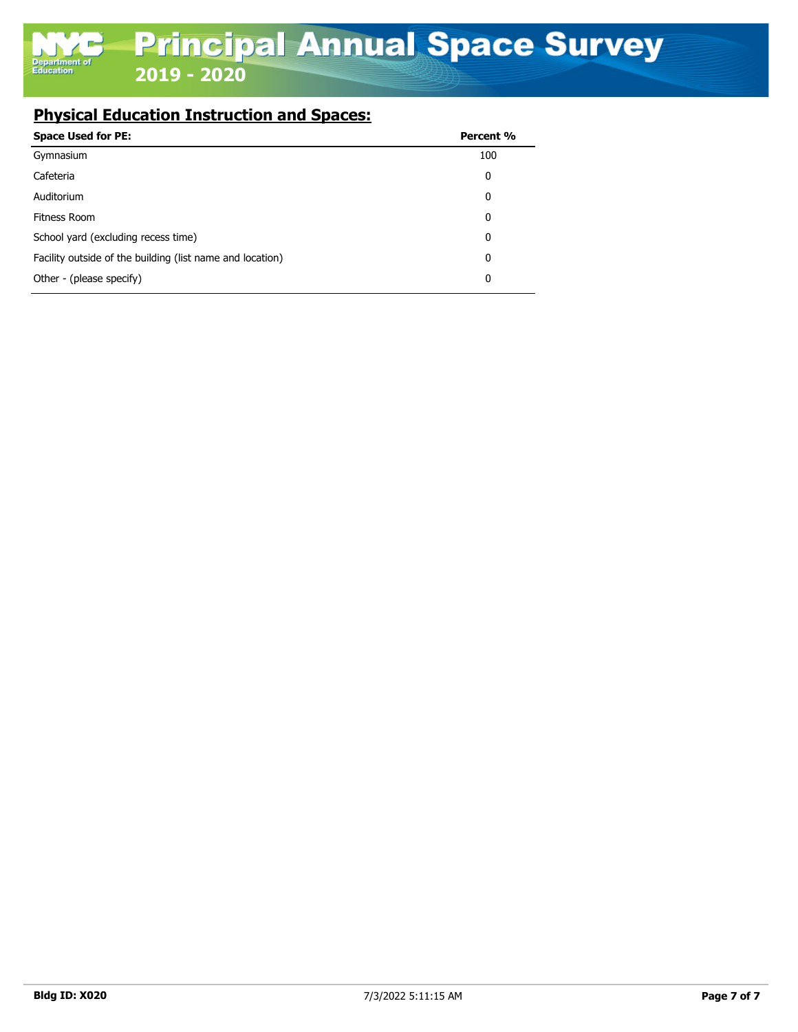## Physical Education Instruction and Spaces:

| Space Used for PE: | Percent % |
| --- | --- |
| Gymnasium | 100 |
| Cafeteria | 0 |
| Auditorium | 0 |
| Fitness Room | 0 |
| School yard (excluding recess time) | 0 |
| Facility outside of the building (list name and location) | 0 |
| Other - (please specify) | 0 |